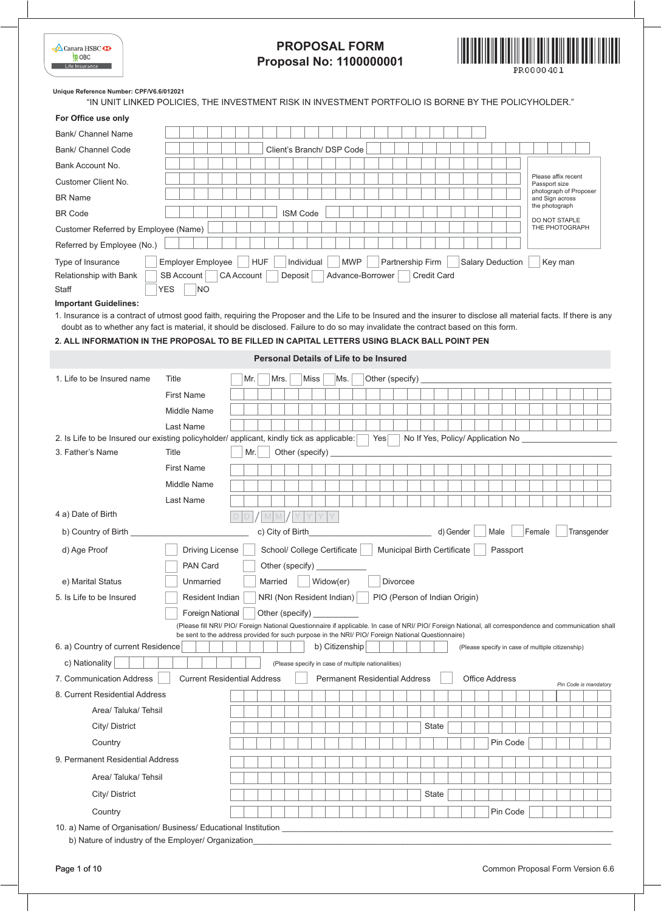Canara HSBC OBC Life Insurance

# PROPOSAL FORM
## Proposal No: 1100000001

PR0000401

**Unique Reference Number: CPF/V6.6/012021**

"IN UNIT LINKED POLICIES, THE INVESTMENT RISK IN INVESTMENT PORTFOLIO IS BORNE BY THE POLICYHOLDER."

**For Office use only**

Bank/ Channel Name

Bank/ Channel Code &nbsp;&nbsp;&nbsp; Client's Branch/ DSP Code

Bank Account No.

Customer Client No.

BR Name

BR Code &nbsp;&nbsp;&nbsp; ISM Code

Customer Referred by Employee (Name)

Referred by Employee (No.)

Please affix recent Passport size photograph of Proposer and Sign across the photograph

DO NOT STAPLE THE PHOTOGRAPH

Type of Insurance ☐ Employer Employee ☐ HUF ☐ Individual ☐ MWP ☐ Partnership Firm ☐ Salary Deduction ☐ Key man

Relationship with Bank ☐ SB Account ☐ CA Account ☐ Deposit ☐ Advance-Borrower ☐ Credit Card

Staff ☐ YES ☐ NO

**Important Guidelines:**

1. Insurance is a contract of utmost good faith, requiring the Proposer and the Life to be Insured and the insurer to disclose all material facts. If there is any doubt as to whether any fact is material, it should be disclosed. Failure to do so may invalidate the contract based on this form.
2. **ALL INFORMATION IN THE PROPOSAL TO BE FILLED IN CAPITAL LETTERS USING BLACK BALL POINT PEN**

### Personal Details of Life to be Insured

1. Life to be Insured name — Title ☐ Mr. ☐ Mrs. ☐ Miss ☐ Ms. ☐ Other (specify) ____________
   - First Name
   - Middle Name
   - Last Name

2. Is Life to be Insured our existing policyholder/ applicant, kindly tick as applicable: ☐ Yes ☐ No If Yes, Policy/ Application No ____________

3. Father's Name — Title ☐ Mr. ☐ Other (specify) ____________
   - First Name
   - Middle Name
   - Last Name

4 a) Date of Birth D D / M M / Y Y Y Y

b) Country of Birth ____________ c) City of Birth ____________ d) Gender ☐ Male ☐ Female ☐ Transgender

d) Age Proof ☐ Driving License ☐ School/ College Certificate ☐ Municipal Birth Certificate ☐ Passport ☐ PAN Card ☐ Other (specify) ____________

e) Marital Status ☐ Unmarried ☐ Married ☐ Widow(er) ☐ Divorcee

5. Is Life to be Insured ☐ Resident Indian ☐ NRI (Non Resident Indian) ☐ PIO (Person of Indian Origin) ☐ Foreign National ☐ Other (specify) ____________

(Please fill NRI/ PIO/ Foreign National Questionnaire if applicable. In case of NRI/ PIO/ Foreign National, all correspondence and communication shall be sent to the address provided for such purpose in the NRI/ PIO/ Foreign National Questionnaire)

6. a) Country of current Residence &nbsp;&nbsp; b) Citizenship &nbsp;&nbsp; (Please specify in case of multiple citizenship)

c) Nationality &nbsp;&nbsp; (Please specify in case of multiple nationalities)

7. Communication Address ☐ Current Residential Address ☐ Permanent Residential Address ☐ Office Address

*Pin Code is mandatory*

8. Current Residential Address
   - Area/ Taluka/ Tehsil
   - City/ District &nbsp;&nbsp; State
   - Country &nbsp;&nbsp; Pin Code

9. Permanent Residential Address
   - Area/ Taluka/ Tehsil
   - City/ District &nbsp;&nbsp; State
   - Country &nbsp;&nbsp; Pin Code

10. a) Name of Organisation/ Business/ Educational Institution ____________

    b) Nature of industry of the Employer/ Organization ____________

Common Proposal Form Version 6.6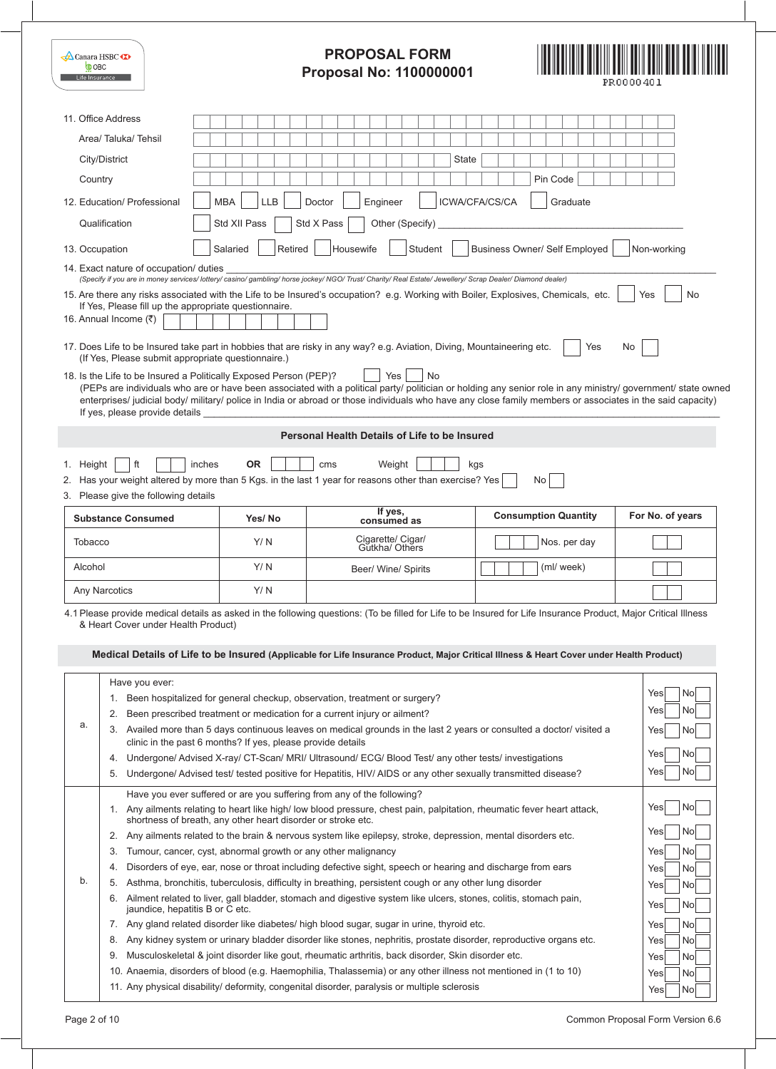Canara HSBC OBC Life Insurance

# PROPOSAL FORM
## Proposal No: 1100000001

PR0000401

11. Office Address

    Area/ Taluka/ Tehsil

    City/District　　　　State

    Country　　　　Pin Code

12. Education/ Professional Qualification
    - ☐ MBA ☐ LLB ☐ Doctor ☐ Engineer ☐ ICWA/CFA/CS/CA ☐ Graduate
    - ☐ Std XII Pass ☐ Std X Pass ☐ Other (Specify) ____________________

13. Occupation ☐ Salaried ☐ Retired ☐ Housewife ☐ Student ☐ Business Owner/ Self Employed ☐ Non-working

14. Exact nature of occupation/ duties ____________________

    *(Specify if you are in money services/ lottery/ casino/ gambling/ horse jockey/ NGO/ Trust/ Charity/ Real Estate/ Jewellery/ Scrap Dealer/ Diamond dealer)*

15. Are there any risks associated with the Life to be Insured's occupation? e.g. Working with Boiler, Explosives, Chemicals, etc. ☐ Yes ☐ No
    If Yes, Please fill up the appropriate questionnaire.

16. Annual Income (₹)

17. Does Life to be Insured take part in hobbies that are risky in any way? e.g. Aviation, Diving, Mountaineering etc. ☐ Yes No ☐
    (If Yes, Please submit appropriate questionnaire.)

18. Is the Life to be Insured a Politically Exposed Person (PEP)? ☐ Yes ☐ No
    (PEPs are individuals who are or have been associated with a political party/ politician or holding any senior role in any ministry/ government/ state owned enterprises/ judicial body/ military/ police in India or abroad or those individuals who have any close family members or associates in the said capacity)
    If yes, please provide details ____________________

## Personal Health Details of Life to be Insured

1. Height ☐ ft ☐ inches **OR** ☐ cms Weight ☐ kgs
2. Has your weight altered by more than 5 Kgs. in the last 1 year for reasons other than exercise? Yes ☐ No ☐
3. Please give the following details

| Substance Consumed | Yes/ No | If yes, consumed as | Consumption Quantity | For No. of years |
|---|---|---|---|---|
| Tobacco | Y/ N | Cigarette/ Cigar/ Gutkha/ Others | Nos. per day | |
| Alcohol | Y/ N | Beer/ Wine/ Spirits | (ml/ week) | |
| Any Narcotics | Y/ N | | | |

4.1 Please provide medical details as asked in the following questions: (To be filled for Life to be Insured for Life Insurance Product, Major Critical Illness & Heart Cover under Health Product)

## Medical Details of Life to be Insured (Applicable for Life Insurance Product, Major Critical Illness & Heart Cover under Health Product)

| | | |
|---|---|---|
| a. | Have you ever: | |
| | 1. Been hospitalized for general checkup, observation, treatment or surgery? | Yes ☐ No ☐ |
| | 2. Been prescribed treatment or medication for a current injury or ailment? | Yes ☐ No ☐ |
| | 3. Availed more than 5 days continuous leaves on medical grounds in the last 2 years or consulted a doctor/ visited a clinic in the past 6 months? If yes, please provide details | Yes ☐ No ☐ |
| | 4. Undergone/ Advised X-ray/ CT-Scan/ MRI/ Ultrasound/ ECG/ Blood Test/ any other tests/ investigations | Yes ☐ No ☐ |
| | 5. Undergone/ Advised test/ tested positive for Hepatitis, HIV/ AIDS or any other sexually transmitted disease? | Yes ☐ No ☐ |
| b. | Have you ever suffered or are you suffering from any of the following? | |
| | 1. Any ailments relating to heart like high/ low blood pressure, chest pain, palpitation, rheumatic fever heart attack, shortness of breath, any other heart disorder or stroke etc. | Yes ☐ No ☐ |
| | 2. Any ailments related to the brain & nervous system like epilepsy, stroke, depression, mental disorders etc. | Yes ☐ No ☐ |
| | 3. Tumour, cancer, cyst, abnormal growth or any other malignancy | Yes ☐ No ☐ |
| | 4. Disorders of eye, ear, nose or throat including defective sight, speech or hearing and discharge from ears | Yes ☐ No ☐ |
| | 5. Asthma, bronchitis, tuberculosis, difficulty in breathing, persistent cough or any other lung disorder | Yes ☐ No ☐ |
| | 6. Ailment related to liver, gall bladder, stomach and digestive system like ulcers, stones, colitis, stomach pain, jaundice, hepatitis B or C etc. | Yes ☐ No ☐ |
| | 7. Any gland related disorder like diabetes/ high blood sugar, sugar in urine, thyroid etc. | Yes ☐ No ☐ |
| | 8. Any kidney system or urinary bladder disorder like stones, nephritis, prostate disorder, reproductive organs etc. | Yes ☐ No ☐ |
| | 9. Musculoskeletal & joint disorder like gout, rheumatic arthritis, back disorder, Skin disorder etc. | Yes ☐ No ☐ |
| | 10. Anaemia, disorders of blood (e.g. Haemophilia, Thalassemia) or any other illness not mentioned in (1 to 10) | Yes ☐ No ☐ |
| | 11. Any physical disability/ deformity, congenital disorder, paralysis or multiple sclerosis | Yes ☐ No ☐ |

Common Proposal Form Version 6.6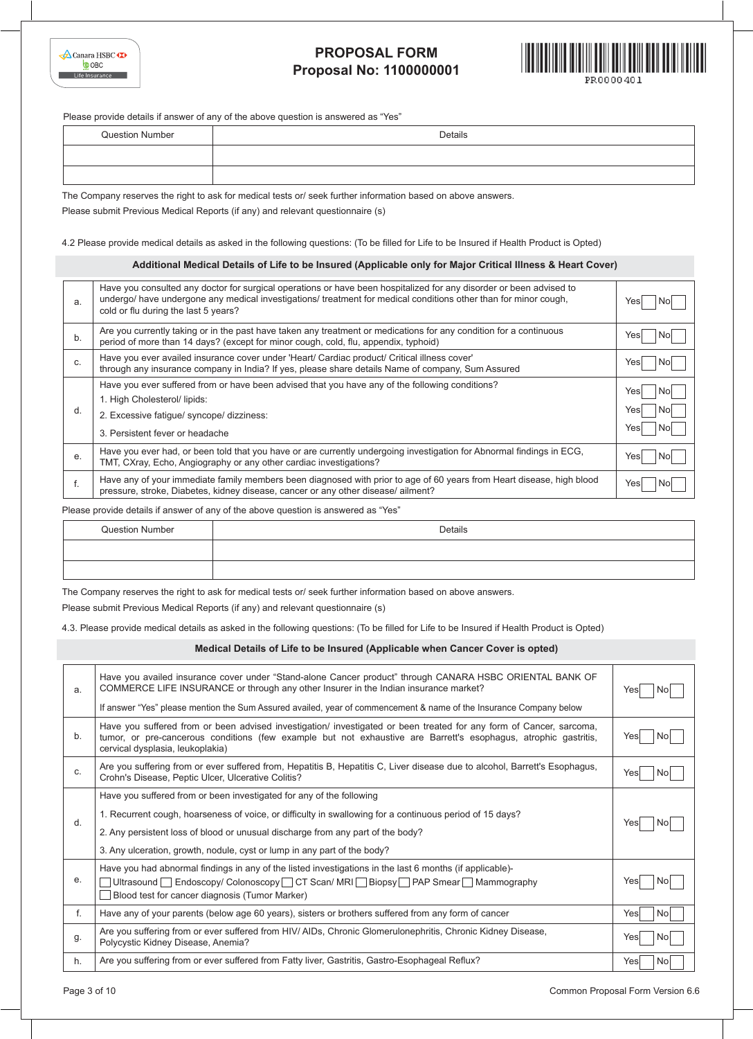# PROPOSAL FORM
## Proposal No: 1100000001

PR0000401

Please provide details if answer of any of the above question is answered as "Yes"

| Question Number | Details |
|---|---|
| | |
| | |

The Company reserves the right to ask for medical tests or/ seek further information based on above answers.

Please submit Previous Medical Reports (if any) and relevant questionnaire (s)

4.2 Please provide medical details as asked in the following questions: (To be filled for Life to be Insured if Health Product is Opted)

**Additional Medical Details of Life to be Insured (Applicable only for Major Critical Illness & Heart Cover)**

| | | |
|---|---|---|
| a. | Have you consulted any doctor for surgical operations or have been hospitalized for any disorder or been advised to undergo/ have undergone any medical investigations/ treatment for medical conditions other than for minor cough, cold or flu during the last 5 years? | Yes ☐ No ☐ |
| b. | Are you currently taking or in the past have taken any treatment or medications for any condition for a continuous period of more than 14 days? (except for minor cough, cold, flu, appendix, typhoid) | Yes ☐ No ☐ |
| c. | Have you ever availed insurance cover under 'Heart/ Cardiac product/ Critical illness cover' through any insurance company in India? If yes, please share details Name of company, Sum Assured | Yes ☐ No ☐ |
| d. | Have you ever suffered from or have been advised that you have any of the following conditions?<br>1. High Cholesterol/ lipids:<br>2. Excessive fatigue/ syncope/ dizziness:<br>3. Persistent fever or headache | Yes ☐ No ☐<br>Yes ☐ No ☐<br>Yes ☐ No ☐ |
| e. | Have you ever had, or been told that you have or are currently undergoing investigation for Abnormal findings in ECG, TMT, CXray, Echo, Angiography or any other cardiac investigations? | Yes ☐ No ☐ |
| f. | Have any of your immediate family members been diagnosed with prior to age of 60 years from Heart disease, high blood pressure, stroke, Diabetes, kidney disease, cancer or any other disease/ ailment? | Yes ☐ No ☐ |

Please provide details if answer of any of the above question is answered as "Yes"

| Question Number | Details |
|---|---|
| | |
| | |

The Company reserves the right to ask for medical tests or/ seek further information based on above answers.

Please submit Previous Medical Reports (if any) and relevant questionnaire (s)

4.3. Please provide medical details as asked in the following questions: (To be filled for Life to be Insured if Health Product is Opted)

**Medical Details of Life to be Insured (Applicable when Cancer Cover is opted)**

| | | |
|---|---|---|
| a. | Have you availed insurance cover under "Stand-alone Cancer product" through CANARA HSBC ORIENTAL BANK OF COMMERCE LIFE INSURANCE or through any other Insurer in the Indian insurance market?<br>If answer "Yes" please mention the Sum Assured availed, year of commencement & name of the Insurance Company below | Yes ☐ No ☐ |
| b. | Have you suffered from or been advised investigation/ investigated or been treated for any form of Cancer, sarcoma, tumor, or pre-cancerous conditions (few example but not exhaustive are Barrett's esophagus, atrophic gastritis, cervical dysplasia, leukoplakia) | Yes ☐ No ☐ |
| c. | Are you suffering from or ever suffered from, Hepatitis B, Hepatitis C, Liver disease due to alcohol, Barrett's Esophagus, Crohn's Disease, Peptic Ulcer, Ulcerative Colitis? | Yes ☐ No ☐ |
| d. | Have you suffered from or been investigated for any of the following<br>1. Recurrent cough, hoarseness of voice, or difficulty in swallowing for a continuous period of 15 days?<br>2. Any persistent loss of blood or unusual discharge from any part of the body?<br>3. Any ulceration, growth, nodule, cyst or lump in any part of the body? | Yes ☐ No ☐ |
| e. | Have you had abnormal findings in any of the listed investigations in the last 6 months (if applicable)-<br>☐ Ultrasound ☐ Endoscopy/ Colonoscopy ☐ CT Scan/ MRI ☐ Biopsy ☐ PAP Smear ☐ Mammography<br>☐ Blood test for cancer diagnosis (Tumor Marker) | Yes ☐ No ☐ |
| f. | Have any of your parents (below age 60 years), sisters or brothers suffered from any form of cancer | Yes ☐ No ☐ |
| g. | Are you suffering from or ever suffered from HIV/ AIDs, Chronic Glomerulonephritis, Chronic Kidney Disease, Polycystic Kidney Disease, Anemia? | Yes ☐ No ☐ |
| h. | Are you suffering from or ever suffered from Fatty liver, Gastritis, Gastro-Esophageal Reflux? | Yes ☐ No ☐ |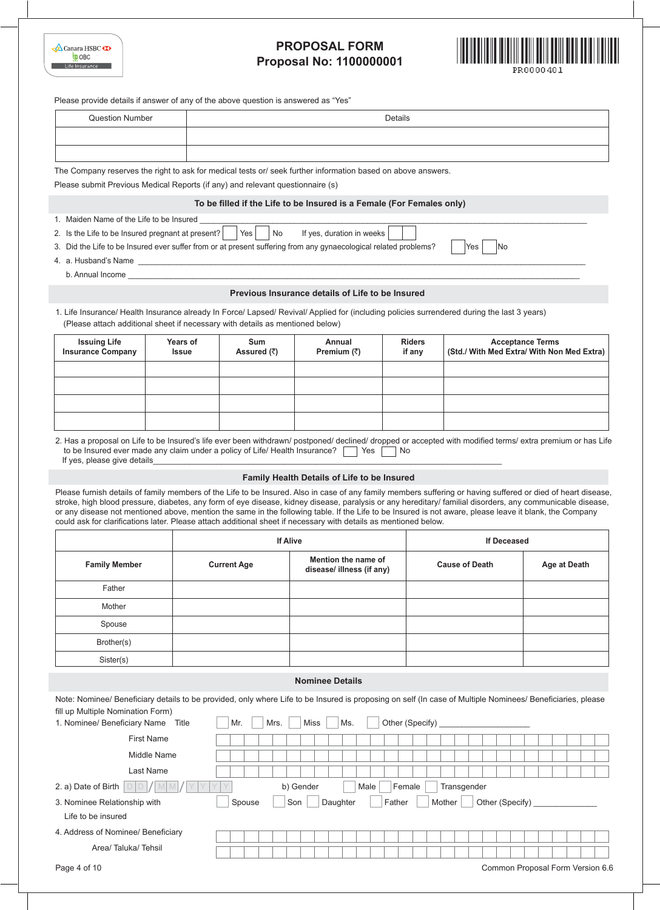# PROPOSAL FORM
## Proposal No: 1100000001

PR0000401

Please provide details if answer of any of the above question is answered as "Yes"

| Question Number | Details |
|---|---|
| | |
| | |

The Company reserves the right to ask for medical tests or/ seek further information based on above answers.

Please submit Previous Medical Reports (if any) and relevant questionnaire (s)

### To be filled if the Life to be Insured is a Female (For Females only)

1. Maiden Name of the Life to be Insured ____________________
2. Is the Life to be Insured pregnant at present? ☐ Yes ☐ No If yes, duration in weeks ☐☐
3. Did the Life to be Insured ever suffer from or at present suffering from any gynaecological related problems? ☐ Yes ☐ No
4. a. Husband's Name ____________________
   b. Annual Income ____________________

### Previous Insurance details of Life to be Insured

1. Life Insurance/ Health Insurance already In Force/ Lapsed/ Revival/ Applied for (including policies surrendered during the last 3 years) (Please attach additional sheet if necessary with details as mentioned below)

| Issuing Life Insurance Company | Years of Issue | Sum Assured (₹) | Annual Premium (₹) | Riders if any | Acceptance Terms (Std./ With Med Extra/ With Non Med Extra) |
|---|---|---|---|---|---|
| | | | | | |
| | | | | | |
| | | | | | |
| | | | | | |

2. Has a proposal on Life to be Insured's life ever been withdrawn/ postponed/ declined/ dropped or accepted with modified terms/ extra premium or has Life to be Insured ever made any claim under a policy of Life/ Health Insurance? ☐ Yes ☐ No
   If yes, please give details____________________

### Family Health Details of Life to be Insured

Please furnish details of family members of the Life to be Insured. Also in case of any family members suffering or having suffered or died of heart disease, stroke, high blood pressure, diabetes, any form of eye disease, kidney disease, paralysis or any hereditary/ familial disorders, any communicable disease, or any disease not mentioned above, mention the same in the following table. If the Life to be Insured is not aware, please leave it blank, the Company could ask for clarifications later. Please attach additional sheet if necessary with details as mentioned below.

| | If Alive | | If Deceased | |
|---|---|---|---|---|
| **Family Member** | **Current Age** | **Mention the name of disease/ illness (if any)** | **Cause of Death** | **Age at Death** |
| Father | | | | |
| Mother | | | | |
| Spouse | | | | |
| Brother(s) | | | | |
| Sister(s) | | | | |

### Nominee Details

Note: Nominee/ Beneficiary details to be provided, only where Life to be Insured is proposing on self (In case of Multiple Nominees/ Beneficiaries, please fill up Multiple Nomination Form)

1. Nominee/ Beneficiary Name Title ☐ Mr. ☐ Mrs. ☐ Miss ☐ Ms. ☐ Other (Specify) ____________________
   - First Name
   - Middle Name
   - Last Name
2. a) Date of Birth D D / M M / Y Y Y Y    b) Gender ☐ Male ☐ Female ☐ Transgender
3. Nominee Relationship with Life to be insured ☐ Spouse ☐ Son ☐ Daughter ☐ Father ☐ Mother ☐ Other (Specify) ____________
4. Address of Nominee/ Beneficiary
   - Area/ Taluka/ Tehsil

Common Proposal Form Version 6.6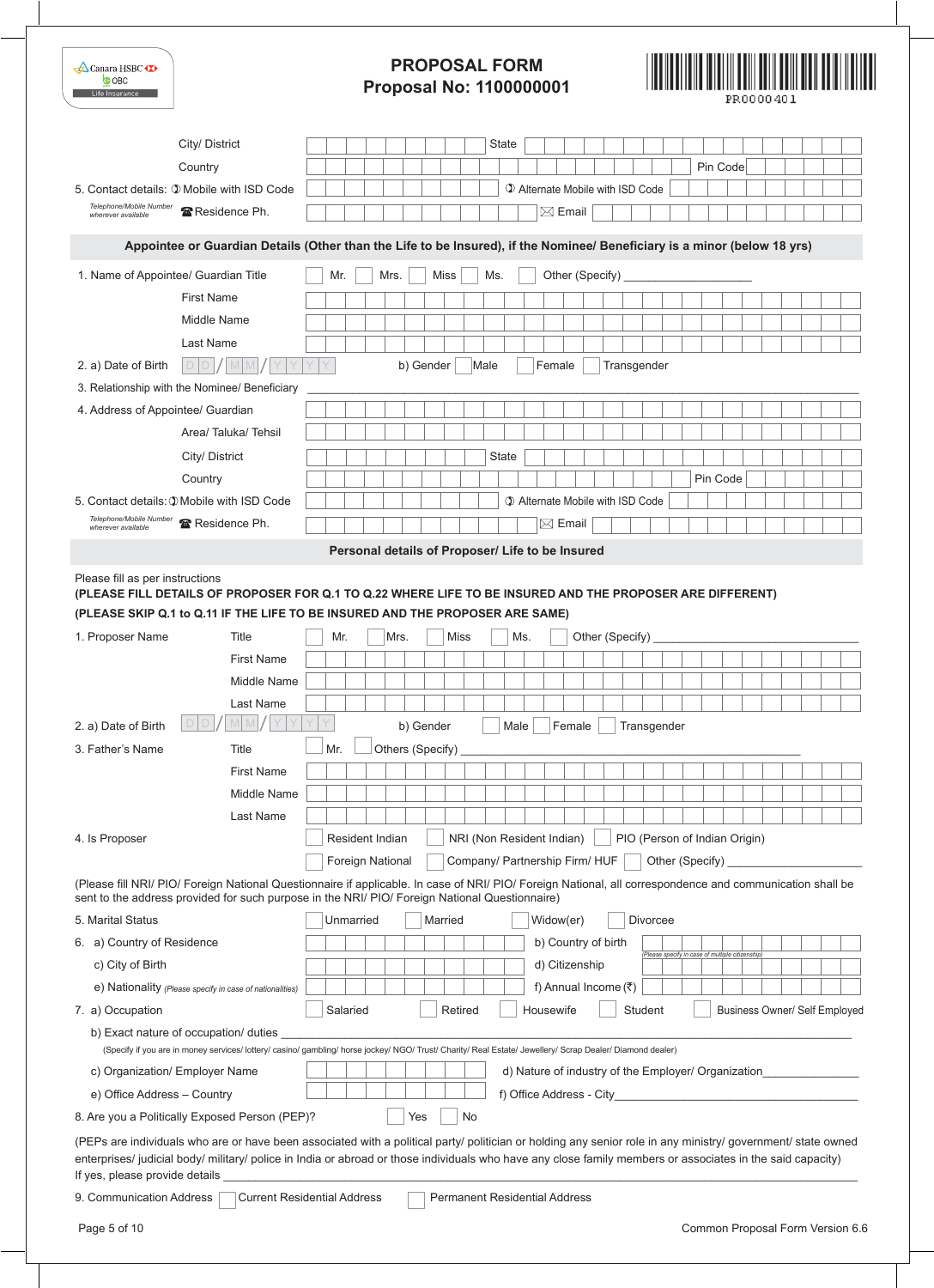# PROPOSAL FORM

**Proposal No: 1100000001**

PR0000401

City/ District ______ State ______

Country ______ Pin Code ______

5. Contact details: Mobile with ISD Code ______ Alternate Mobile with ISD Code ______

*Telephone/Mobile Number wherever available* Residence Ph. ______ Email ______

## Appointee or Guardian Details (Other than the Life to be Insured), if the Nominee/ Beneficiary is a minor (below 18 yrs)

1. Name of Appointee/ Guardian Title ☐ Mr. ☐ Mrs. ☐ Miss ☐ Ms. ☐ Other (Specify) ______

   First Name ______

   Middle Name ______

   Last Name ______

2. a) Date of Birth DD/MM/YYYY    b) Gender ☐ Male ☐ Female ☐ Transgender

3. Relationship with the Nominee/ Beneficiary ______

4. Address of Appointee/ Guardian ______

   Area/ Taluka/ Tehsil ______

   City/ District ______ State ______

   Country ______ Pin Code ______

5. Contact details: Mobile with ISD Code ______ Alternate Mobile with ISD Code ______

   *Telephone/Mobile Number wherever available* Residence Ph. ______ Email ______

## Personal details of Proposer/ Life to be Insured

Please fill as per instructions

**(PLEASE FILL DETAILS OF PROPOSER FOR Q.1 TO Q.22 WHERE LIFE TO BE INSURED AND THE PROPOSER ARE DIFFERENT)**

**(PLEASE SKIP Q.1 to Q.11 IF THE LIFE TO BE INSURED AND THE PROPOSER ARE SAME)**

1. Proposer Name Title ☐ Mr. ☐ Mrs. ☐ Miss ☐ Ms. ☐ Other (Specify) ______

   First Name ______

   Middle Name ______

   Last Name ______

2. a) Date of Birth DD/MM/YYYY    b) Gender ☐ Male ☐ Female ☐ Transgender

3. Father's Name Title ☐ Mr. ☐ Others (Specify) ______

   First Name ______

   Middle Name ______

   Last Name ______

4. Is Proposer ☐ Resident Indian ☐ NRI (Non Resident Indian) ☐ PIO (Person of Indian Origin) ☐ Foreign National ☐ Company/ Partnership Firm/ HUF ☐ Other (Specify) ______

(Please fill NRI/ PIO/ Foreign National Questionnaire if applicable. In case of NRI/ PIO/ Foreign National, all correspondence and communication shall be sent to the address provided for such purpose in the NRI/ PIO/ Foreign National Questionnaire)

5. Marital Status ☐ Unmarried ☐ Married ☐ Widow(er) ☐ Divorcee

6. a) Country of Residence ______ b) Country of birth ______

   c) City of Birth ______ d) Citizenship ______ *(Please specify in case of multiple citizenship)*

   e) Nationality *(Please specify in case of nationalities)* ______ f) Annual Income (₹) ______

7. a) Occupation ☐ Salaried ☐ Retired ☐ Housewife ☐ Student ☐ Business Owner/ Self Employed

   b) Exact nature of occupation/ duties ______

   (Specify if you are in money services/ lottery/ casino/ gambling/ horse jockey/ NGO/ Trust/ Charity/ Real Estate/ Jewellery/ Scrap Dealer/ Diamond dealer)

   c) Organization/ Employer Name ______ d) Nature of industry of the Employer/ Organization ______

   e) Office Address – Country ______ f) Office Address - City ______

8. Are you a Politically Exposed Person (PEP)? ☐ Yes ☐ No

(PEPs are individuals who are or have been associated with a political party/ politician or holding any senior role in any ministry/ government/ state owned enterprises/ judicial body/ military/ police in India or abroad or those individuals who have any close family members or associates in the said capacity)

If yes, please provide details ______

9. Communication Address ☐ Current Residential Address ☐ Permanent Residential Address

Common Proposal Form Version 6.6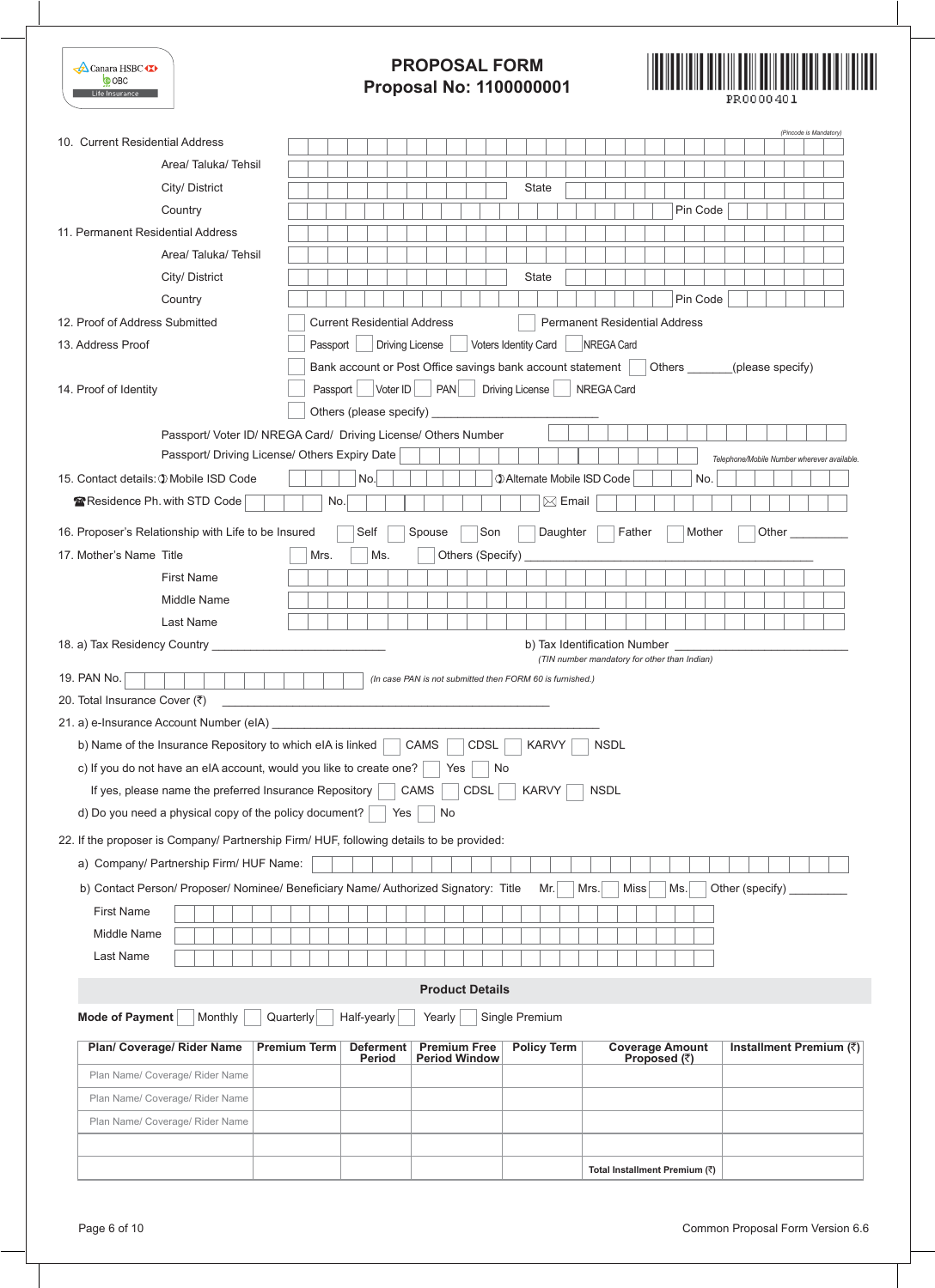Canara HSBC OBC Life Insurance

# PROPOSAL FORM
## Proposal No: 1100000001

PR0000401

*(Pincode is Mandatory)*

10. Current Residential Address

Area/ Taluka/ Tehsil

City/ District — State

Country — Pin Code

11. Permanent Residential Address

Area/ Taluka/ Tehsil

City/ District — State

Country — Pin Code

12. Proof of Address Submitted ☐ Current Residential Address ☐ Permanent Residential Address

13. Address Proof ☐ Passport ☐ Driving License ☐ Voters Identity Card ☐ NREGA Card

☐ Bank account or Post Office savings bank account statement ☐ Others _______(please specify)

14. Proof of Identity ☐ Passport ☐ Voter ID ☐ PAN ☐ Driving License ☐ NREGA Card

☐ Others (please specify) ______________________

Passport/ Voter ID/ NREGA Card/ Driving License/ Others Number

Passport/ Driving License/ Others Expiry Date

*Telephone/Mobile Number wherever available.*

15. Contact details: Mobile ISD Code — No. — Alternate Mobile ISD Code — No.

Residence Ph. with STD Code — No. — Email

16. Proposer's Relationship with Life to be Insured ☐ Self ☐ Spouse ☐ Son ☐ Daughter ☐ Father ☐ Mother ☐ Other _________

17. Mother's Name Title ☐ Mrs. ☐ Ms. ☐ Others (Specify) ______________________________________________

First Name

Middle Name

Last Name

18. a) Tax Residency Country ___________________________ b) Tax Identification Number ___________________________

*(TIN number mandatory for other than Indian)*

19. PAN No. *(In case PAN is not submitted then FORM 60 is furnished.)*

20. Total Insurance Cover (₹) ______________________________________________

21. a) e-Insurance Account Number (eIA) ______________________________________________

b) Name of the Insurance Repository to which eIA is linked ☐ CAMS ☐ CDSL ☐ KARVY ☐ NSDL

c) If you do not have an eIA account, would you like to create one? ☐ Yes ☐ No

If yes, please name the preferred Insurance Repository ☐ CAMS ☐ CDSL ☐ KARVY ☐ NSDL

d) Do you need a physical copy of the policy document? ☐ Yes ☐ No

22. If the proposer is Company/ Partnership Firm/ HUF, following details to be provided:

a) Company/ Partnership Firm/ HUF Name:

b) Contact Person/ Proposer/ Nominee/ Beneficiary Name/ Authorized Signatory: Title ☐ Mr. ☐ Mrs. ☐ Miss ☐ Ms. ☐ Other (specify) _________

First Name

Middle Name

Last Name

## Product Details

**Mode of Payment** ☐ Monthly ☐ Quarterly ☐ Half-yearly ☐ Yearly ☐ Single Premium

| Plan/ Coverage/ Rider Name | Premium Term | Deferment Period | Premium Free Period Window | Policy Term | Coverage Amount Proposed (₹) | Installment Premium (₹) |
|---|---|---|---|---|---|---|
| Plan Name/ Coverage/ Rider Name | | | | | | |
| Plan Name/ Coverage/ Rider Name | | | | | | |
| Plan Name/ Coverage/ Rider Name | | | | | | |
| | | | | | | |
| | | | | | Total Installment Premium (₹) | |

Common Proposal Form Version 6.6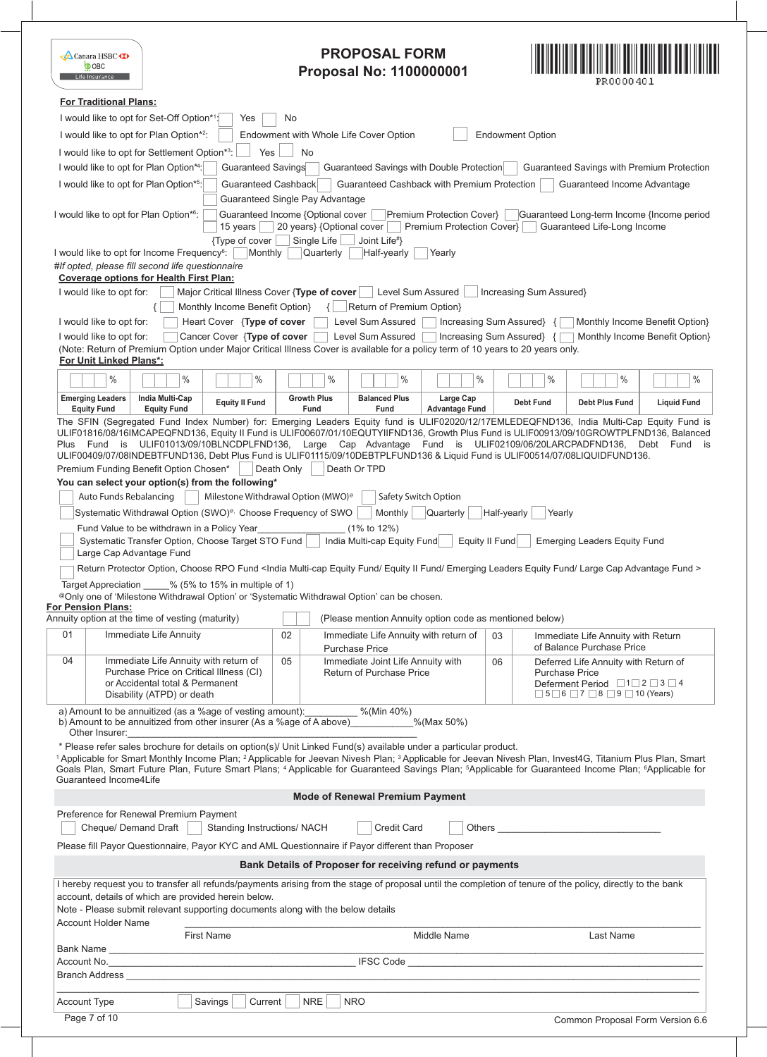# PROPOSAL FORM
## Proposal No: 1100000001

PR0000401

**For Traditional Plans:**

I would like to opt for Set-Off Option*[1]: ☐ Yes ☐ No

I would like to opt for Plan Option*[2]: ☐ Endowment with Whole Life Cover Option ☐ Endowment Option

I would like to opt for Settlement Option*[3]: ☐ Yes ☐ No

I would like to opt for Plan Option*[4]: ☐ Guaranteed Savings ☐ Guaranteed Savings with Double Protection ☐ Guaranteed Savings with Premium Protection

I would like to opt for Plan Option*[5]: ☐ Guaranteed Cashback ☐ Guaranteed Cashback with Premium Protection ☐ Guaranteed Income Advantage ☐ Guaranteed Single Pay Advantage

I would like to opt for Plan Option*[6]: ☐ Guaranteed Income {Optional cover ☐ Premium Protection Cover} ☐ Guaranteed Long-term Income {Income period ☐ 15 years ☐ 20 years} {Optional cover ☐ Premium Protection Cover} ☐ Guaranteed Life-Long Income

{Type of cover ☐ Single Life ☐ Joint Life#}

I would like to opt for Income Frequency[6]: ☐ Monthly ☐ Quarterly ☐ Half-yearly ☐ Yearly

*#If opted, please fill second life questionnaire*

**Coverage options for Health First Plan:**

I would like to opt for: ☐ Major Critical Illness Cover {**Type of cover** ☐ Level Sum Assured ☐ Increasing Sum Assured} { ☐ Monthly Income Benefit Option} { ☐ Return of Premium Option}

I would like to opt for: ☐ Heart Cover {**Type of cover** ☐ Level Sum Assured ☐ Increasing Sum Assured} { ☐ Monthly Income Benefit Option}

I would like to opt for: ☐ Cancer Cover {**Type of cover** ☐ Level Sum Assured ☐ Increasing Sum Assured} { ☐ Monthly Income Benefit Option}

(Note: Return of Premium Option under Major Critical Illness Cover is available for a policy term of 10 years to 20 years only.

**For Unit Linked Plans*:**

| % | % | % | % | % | % | % | % | % |
|---|---|---|---|---|---|---|---|---|
| Emerging Leaders Equity Fund | India Multi-Cap Equity Fund | Equity II Fund | Growth Plus Fund | Balanced Plus Fund | Large Cap Advantage Fund | Debt Fund | Debt Plus Fund | Liquid Fund |

The SFIN (Segregated Fund Index Number) for: Emerging Leaders Equity fund is ULIF02020/12/17EMLEDEQFND136, India Multi-Cap Equity Fund is ULIF01816/08/16IMCAPEQFND136, Equity II Fund is ULIF00607/01/10EQUTYIIFND136, Growth Plus Fund is ULIF00913/09/10GROWTPLFND136, Balanced Plus Fund is ULIF01013/09/10BLNCDPLFND136, Large Cap Advantage Fund is ULIF02109/06/20LARCPADFND136, Debt Fund is ULIF00409/07/08INDEBTFUND136, Debt Plus Fund is ULIF01115/09/10DEBTPLFUND136 & Liquid Fund is ULIF00514/07/08LIQUIDFUND136.

Premium Funding Benefit Option Chosen* ☐ Death Only ☐ Death Or TPD

**You can select your option(s) from the following***

☐ Auto Funds Rebalancing ☐ Milestone Withdrawal Option (MWO)@ ☐ Safety Switch Option

☐ Systematic Withdrawal Option (SWO)@. Choose Frequency of SWO ☐ Monthly ☐ Quarterly ☐ Half-yearly ☐ Yearly

Fund Value to be withdrawn in a Policy Year_________________ (1% to 12%)

☐ Systematic Transfer Option, Choose Target STO Fund ☐ India Multi-cap Equity Fund ☐ Equity II Fund ☐ Emerging Leaders Equity Fund ☐ Large Cap Advantage Fund

☐ Return Protector Option, Choose RPO Fund <India Multi-cap Equity Fund/ Equity II Fund/ Emerging Leaders Equity Fund/ Large Cap Advantage Fund >

Target Appreciation _____% (5% to 15% in multiple of 1)

@Only one of 'Milestone Withdrawal Option' or 'Systematic Withdrawal Option' can be chosen.

**For Pension Plans:**

Annuity option at the time of vesting (maturity) ☐☐ (Please mention Annuity option code as mentioned below)

| 01 | Immediate Life Annuity | 02 | Immediate Life Annuity with return of Purchase Price | 03 | Immediate Life Annuity with Return of Balance Purchase Price |
|---|---|---|---|---|---|
| 04 | Immediate Life Annuity with return of Purchase Price on Critical Illness (CI) or Accidental total & Permanent Disability (ATPD) or death | 05 | Immediate Joint Life Annuity with Return of Purchase Price | 06 | Deferred Life Annuity with Return of Purchase Price Deferment Period ☐1 ☐2 ☐3 ☐4 ☐5 ☐6 ☐7 ☐8 ☐9 ☐10 (Years) |

a) Amount to be annuitized (as a %age of vesting amount):__________ %(Min 40%)

b) Amount to be annuitized from other insurer (As a %age of A above)____________%(Max 50%)

Other Insurer:_____________________________________________________

\* Please refer sales brochure for details on option(s)/ Unit Linked Fund(s) available under a particular product.

[1] Applicable for Smart Monthly Income Plan; [2] Applicable for Jeevan Nivesh Plan; [3] Applicable for Jeevan Nivesh Plan, Invest4G, Titanium Plus Plan, Smart Goals Plan, Smart Future Plan, Future Smart Plans; [4] Applicable for Guaranteed Savings Plan; [5]Applicable for Guaranteed Income Plan; [6]Applicable for Guaranteed Income4Life

## Mode of Renewal Premium Payment

Preference for Renewal Premium Payment

☐ Cheque/ Demand Draft ☐ Standing Instructions/ NACH ☐ Credit Card ☐ Others ______________________________

Please fill Payor Questionnaire, Payor KYC and AML Questionnaire if Payor different than Proposer

## Bank Details of Proposer for receiving refund or payments

I hereby request you to transfer all refunds/payments arising from the stage of proposal until the completion of tenure of the policy, directly to the bank account, details of which are provided herein below.

Note - Please submit relevant supporting documents along with the below details

Account Holder Name ______________________________________________

First Name Middle Name Last Name

Bank Name ______________________________________________

Account No.______________________________ IFSC Code ______________________________

Branch Address ______________________________________________

Account Type ☐ Savings ☐ Current ☐ NRE ☐ NRO

Common Proposal Form Version 6.6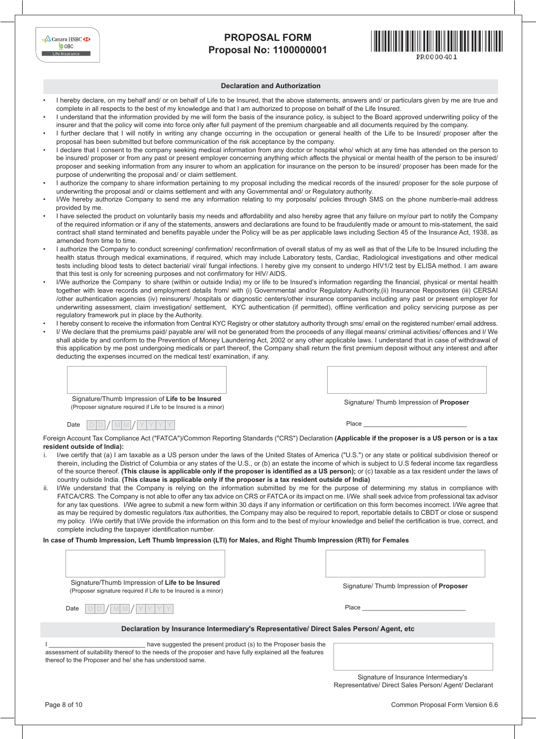# PROPOSAL FORM
## Proposal No: 1100000001

PR0000401

### Declaration and Authorization

- I hereby declare, on my behalf and/ or on behalf of Life to be Insured, that the above statements, answers and/ or particulars given by me are true and complete in all respects to the best of my knowledge and that I am authorized to propose on behalf of the Life Insured.
- I understand that the information provided by me will form the basis of the insurance policy, is subject to the Board approved underwriting policy of the insurer and that the policy will come into force only after full payment of the premium chargeable and all documents required by the company.
- I further declare that I will notify in writing any change occurring in the occupation or general health of the Life to be Insured/ proposer after the proposal has been submitted but before communication of the risk acceptance by the company.
- I declare that I consent to the company seeking medical information from any doctor or hospital who/ which at any time has attended on the person to be insured/ proposer or from any past or present employer concerning anything which affects the physical or mental health of the person to be insured/ proposer and seeking information from any insurer to whom an application for insurance on the person to be insured/ proposer has been made for the purpose of underwriting the proposal and/ or claim settlement.
- I authorize the company to share information pertaining to my proposal including the medical records of the insured/ proposer for the sole purpose of underwriting the proposal and/ or claims settlement and with any Governmental and/ or Regulatory authority.
- I/We hereby authorize Company to send me any information relating to my porposals/ policies through SMS on the phone number/e-mail address provided by me.
- I have selected the product on voluntarily basis my needs and affordability and also hereby agree that any failure on my/our part to notify the Company of the required information or if any of the statements, answers and declarations are found to be fraudulently made or amount to mis-statement, the said contract shall stand terminated and benefits payable under the Policy will be as per applicable laws including Section 45 of the Insurance Act, 1938, as amended from time to time.
- I authorize the Company to conduct screening/ confirmation/ reconfirmation of overall status of my as well as that of the Life to be Insured including the health status through medical examinations, if required, which may include Laboratory tests, Cardiac, Radiological investigations and other medical tests including blood tests to detect bacterial/ viral/ fungal infections. I hereby give my consent to undergo HIV1/2 test by ELISA method. I am aware that this test is only for screening purposes and not confirmatory for HIV/ AIDS.
- I/We authorize the Company to share (within or outside India) my or life to be Insured's information regarding the financial, physical or mental health together with leave records and employment details from/ with (i) Governmental and/or Regulatory Authority,(ii) Insurance Repositories (iii) CERSAI /other authentication agencies (iv) reinsurers/ /hospitals or diagnostic centers/other insurance companies including any past or present employer for underwriting assessment, claim investigation/ settlement, KYC authentication (if permitted), offline verification and policy servicing purpose as per regulatory framework put in place by the Authority.
- I hereby consent to receive the information from Central KYC Registry or other statutory authority through sms/ email on the registered number/ email address.
- I/ We declare that the premiums paid/ payable are/ will not be generated from the proceeds of any illegal means/ criminal activities/ offences and I/ We shall abide by and conform to the Prevention of Money Laundering Act, 2002 or any other applicable laws. I understand that in case of withdrawal of this application by me post undergoing medicals or part thereof, the Company shall return the first premium deposit without any interest and after deducting the expenses incurred on the medical test/ examination, if any.

Signature/Thumb Impression of **Life to be Insured**
(Proposer signature required if Life to be Insured is a minor)

Signature/ Thumb Impression of **Proposer**

Date DD/MM/YYYY

Place ______________________________

Foreign Account Tax Compliance Act ("FATCA")/Common Reporting Standards ("CRS") Declaration **(Applicable if the proposer is a US person or is a tax resident outside of India):**

i. I/we certify that (a) I am taxable as a US person under the laws of the United States of America ("U.S.") or any state or political subdivision thereof or therein, including the District of Columbia or any states of the U.S., or (b) an estate the income of which is subject to U.S federal income tax regardless of the source thereof. **(This clause is applicable only if the proposer is identified as a US person);** or (c) taxable as a tax resident under the laws of country outside India. **(This clause is applicable only if the proposer is a tax resident outside of India)**

ii. I/We understand that the Company is relying on the information submitted by me for the purpose of determining my status in compliance with FATCA/CRS. The Company is not able to offer any tax advice on CRS or FATCA or its impact on me. I/We shall seek advice from professional tax advisor for any tax questions. I/We agree to submit a new form within 30 days if any information or certification on this form becomes incorrect. I/We agree that as may be required by domestic regulators /tax authorities, the Company may also be required to report, reportable details to CBDT or close or suspend my policy. I/We certify that I/We provide the information on this form and to the best of my/our knowledge and belief the certification is true, correct, and complete including the taxpayer identification number.

**In case of Thumb Impression, Left Thumb Impression (LTI) for Males, and Right Thumb Impression (RTI) for Females**

Signature/Thumb Impression of **Life to be Insured**
(Proposer signature required if Life to be Insured is a minor)

Signature/ Thumb Impression of **Proposer**

Date DD/MM/YYYY

Place ______________________________

### Declaration by Insurance Intermediary's Representative/ Direct Sales Person/ Agent, etc

I ____________________________ have suggested the present product (s) to the Proposer basis the assessment of suitability thereof to the needs of the proposer and have fully explained all the features thereof to the Proposer and he/ she has understood same.

Signature of Insurance Intermediary's Representative/ Direct Sales Person/ Agent/ Declarant

Common Proposal Form Version 6.6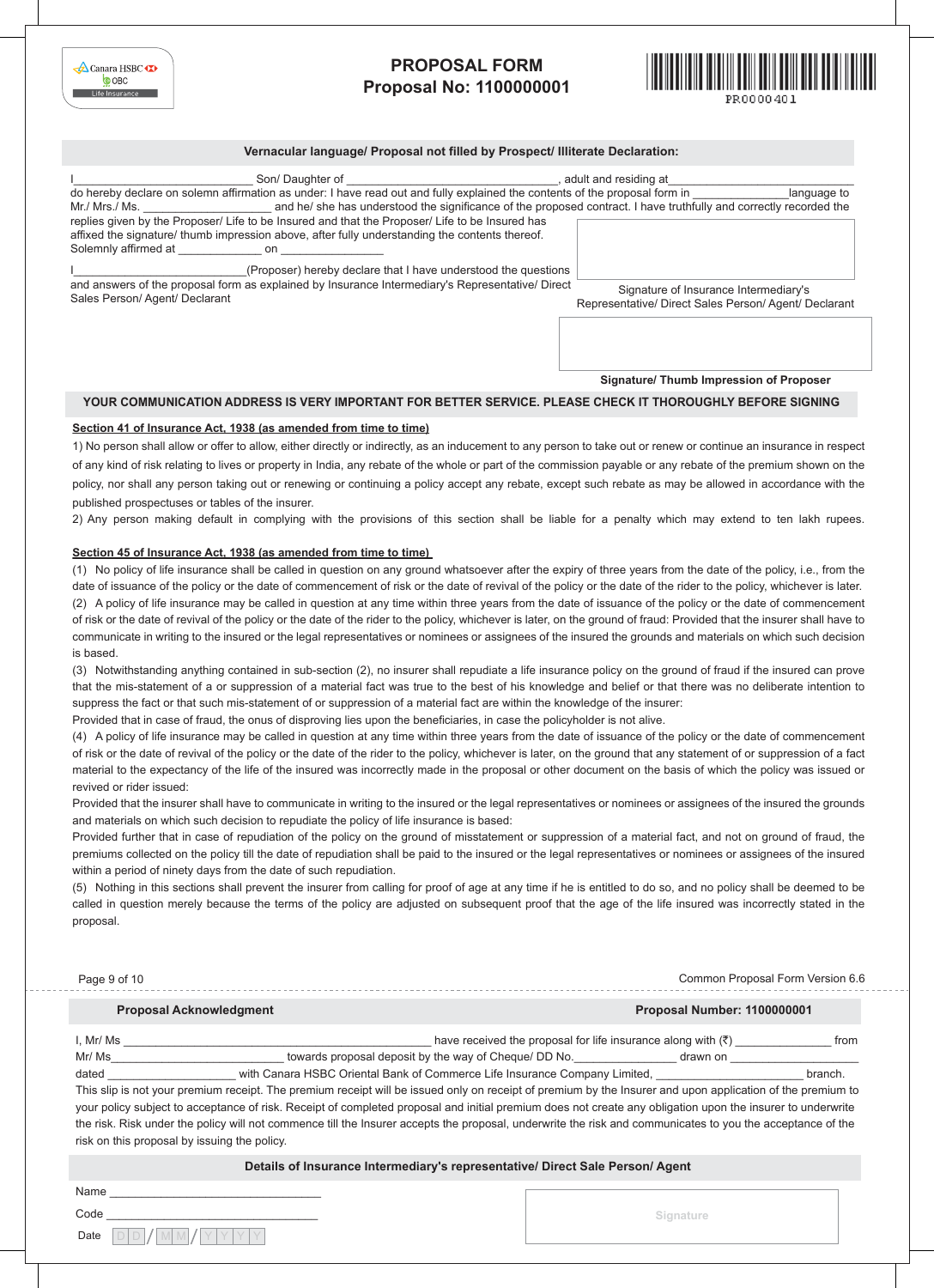Canara HSBC OBC Life Insurance

# PROPOSAL FORM
## Proposal No: 1100000001

PR0000401

### Vernacular language/ Proposal not filled by Prospect/ Illiterate Declaration:

I\_\_\_\_\_\_\_\_\_\_\_\_\_\_\_\_\_\_\_\_\_\_\_\_\_\_\_\_ Son/ Daughter of \_\_\_\_\_\_\_\_\_\_\_\_\_\_\_\_\_\_\_\_\_\_\_\_\_\_\_\_\_\_\_\_, adult and residing at\_\_\_\_\_\_\_\_\_\_\_\_\_\_\_\_\_\_\_\_\_\_\_\_\_\_\_\_ do hereby declare on solemn affirmation as under: I have read out and fully explained the contents of the proposal form in \_\_\_\_\_\_\_\_\_\_\_\_\_\_\_\_language to Mr./ Mrs./ Ms. \_\_\_\_\_\_\_\_\_\_\_\_\_\_\_\_\_\_\_\_ and he/ she has understood the significance of the proposed contract. I have truthfully and correctly recorded the replies given by the Proposer/ Life to be Insured and that the Proposer/ Life to be Insured has affixed the signature/ thumb impression above, after fully understanding the contents thereof. Solemnly affirmed at \_\_\_\_\_\_\_\_\_\_\_\_\_ on \_\_\_\_\_\_\_\_\_\_\_\_\_\_\_\_

I\_\_\_\_\_\_\_\_\_\_\_\_\_\_\_\_\_\_\_\_\_\_\_\_\_\_(Proposer) hereby declare that I have understood the questions and answers of the proposal form as explained by Insurance Intermediary's Representative/ Direct Sales Person/ Agent/ Declarant

Signature of Insurance Intermediary's Representative/ Direct Sales Person/ Agent/ Declarant

**Signature/ Thumb Impression of Proposer**

**YOUR COMMUNICATION ADDRESS IS VERY IMPORTANT FOR BETTER SERVICE. PLEASE CHECK IT THOROUGHLY BEFORE SIGNING**

**Section 41 of Insurance Act, 1938 (as amended from time to time)**

1) No person shall allow or offer to allow, either directly or indirectly, as an inducement to any person to take out or renew or continue an insurance in respect of any kind of risk relating to lives or property in India, any rebate of the whole or part of the commission payable or any rebate of the premium shown on the policy, nor shall any person taking out or renewing or continuing a policy accept any rebate, except such rebate as may be allowed in accordance with the published prospectuses or tables of the insurer.

2) Any person making default in complying with the provisions of this section shall be liable for a penalty which may extend to ten lakh rupees.

**Section 45 of Insurance Act, 1938 (as amended from time to time)**

(1) No policy of life insurance shall be called in question on any ground whatsoever after the expiry of three years from the date of the policy, i.e., from the date of issuance of the policy or the date of commencement of risk or the date of revival of the policy or the date of the rider to the policy, whichever is later.

(2) A policy of life insurance may be called in question at any time within three years from the date of issuance of the policy or the date of commencement of risk or the date of revival of the policy or the date of the rider to the policy, whichever is later, on the ground of fraud: Provided that the insurer shall have to communicate in writing to the insured or the legal representatives or nominees or assignees of the insured the grounds and materials on which such decision is based.

(3) Notwithstanding anything contained in sub-section (2), no insurer shall repudiate a life insurance policy on the ground of fraud if the insured can prove that the mis-statement of a or suppression of a material fact was true to the best of his knowledge and belief or that there was no deliberate intention to suppress the fact or that such mis-statement of or suppression of a material fact are within the knowledge of the insurer:

Provided that in case of fraud, the onus of disproving lies upon the beneficiaries, in case the policyholder is not alive.

(4) A policy of life insurance may be called in question at any time within three years from the date of issuance of the policy or the date of commencement of risk or the date of revival of the policy or the date of the rider to the policy, whichever is later, on the ground that any statement of or suppression of a fact material to the expectancy of the life of the insured was incorrectly made in the proposal or other document on the basis of which the policy was issued or revived or rider issued:

Provided that the insurer shall have to communicate in writing to the insured or the legal representatives or nominees or assignees of the insured the grounds and materials on which such decision to repudiate the policy of life insurance is based:

Provided further that in case of repudiation of the policy on the ground of misstatement or suppression of a material fact, and not on ground of fraud, the premiums collected on the policy till the date of repudiation shall be paid to the insured or the legal representatives or nominees or assignees of the insured within a period of ninety days from the date of such repudiation.

(5) Nothing in this sections shall prevent the insurer from calling for proof of age at any time if he is entitled to do so, and no policy shall be deemed to be called in question merely because the terms of the policy are adjusted on subsequent proof that the age of the life insured was incorrectly stated in the proposal.

Common Proposal Form Version 6.6

---

**Proposal Acknowledgment** — **Proposal Number: 1100000001**

I, Mr/ Ms \_\_\_\_\_\_\_\_\_\_\_\_\_\_\_\_\_\_\_\_\_\_\_\_\_\_\_\_\_\_\_\_\_\_\_\_\_\_\_\_\_\_\_\_\_\_ have received the proposal for life insurance along with (₹) \_\_\_\_\_\_\_\_\_\_\_\_\_\_\_ from Mr/ Ms\_\_\_\_\_\_\_\_\_\_\_\_\_\_\_\_\_\_\_\_\_\_\_\_\_\_\_ towards proposal deposit by the way of Cheque/ DD No.\_\_\_\_\_\_\_\_\_\_\_\_\_\_\_\_ drawn on \_\_\_\_\_\_\_\_\_\_\_\_\_\_\_\_\_\_\_\_ dated \_\_\_\_\_\_\_\_\_\_\_\_\_\_\_\_\_\_\_\_ with Canara HSBC Oriental Bank of Commerce Life Insurance Company Limited, \_\_\_\_\_\_\_\_\_\_\_\_\_\_\_\_\_\_\_\_\_\_\_ branch.

This slip is not your premium receipt. The premium receipt will be issued only on receipt of premium by the Insurer and upon application of the premium to your policy subject to acceptance of risk. Receipt of completed proposal and initial premium does not create any obligation upon the insurer to underwrite the risk. Risk under the policy will not commence till the insurer accepts the proposal, underwrite the risk and communicates to you the acceptance of the risk on this proposal by issuing the policy.

**Details of Insurance Intermediary's representative/ Direct Sale Person/ Agent**

Name \_\_\_\_\_\_\_\_\_\_\_\_\_\_\_\_\_\_\_\_\_\_\_\_\_\_\_\_\_\_\_\_

Code \_\_\_\_\_\_\_\_\_\_\_\_\_\_\_\_\_\_\_\_\_\_\_\_\_\_\_\_\_\_\_\_

Date D D / M M / Y Y Y Y

Signature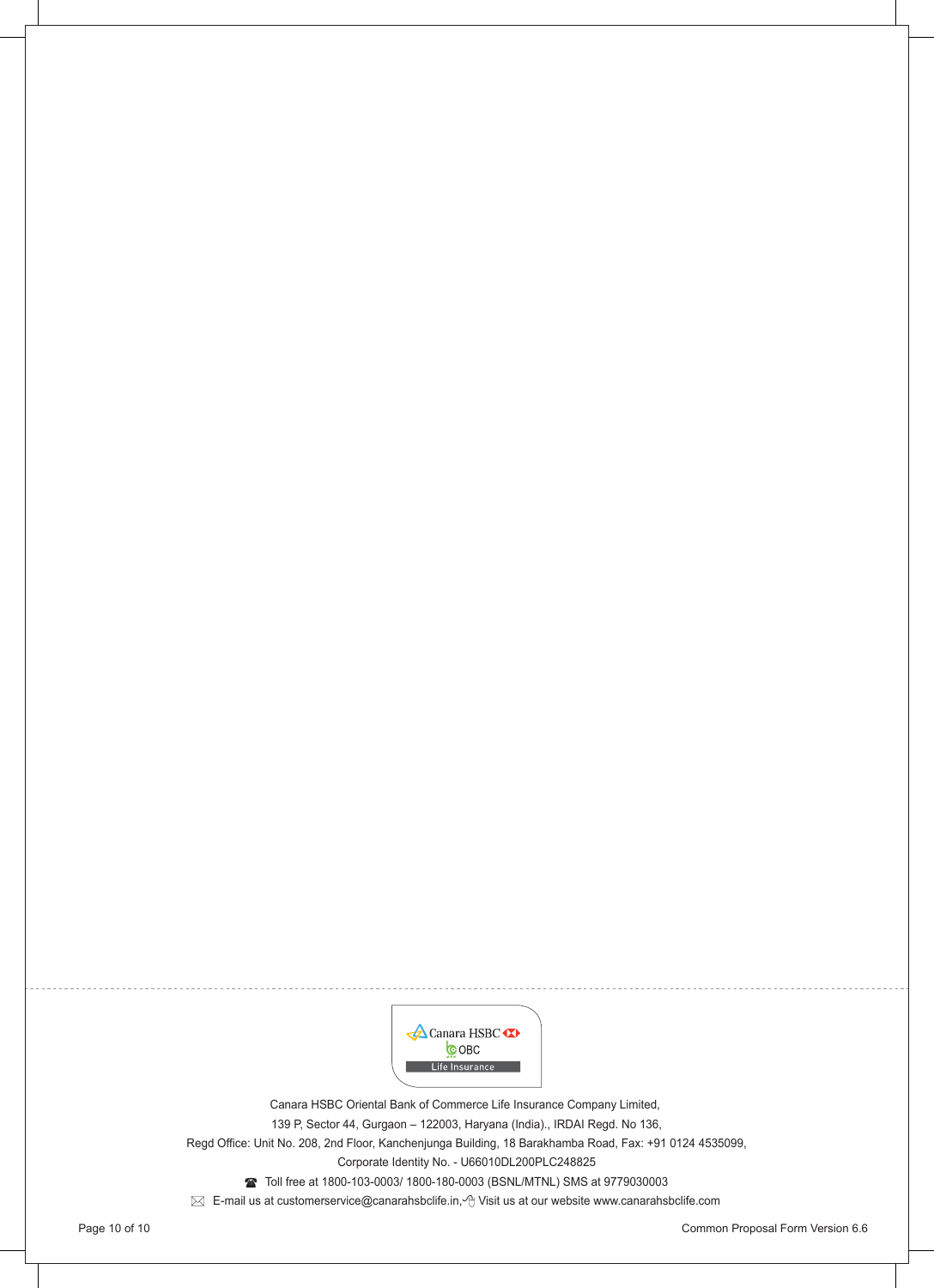Canara HSBC Oriental Bank of Commerce Life Insurance Company Limited,

139 P, Sector 44, Gurgaon – 122003, Haryana (India)., IRDAI Regd. No 136,

Regd Office: Unit No. 208, 2nd Floor, Kanchenjunga Building, 18 Barakhamba Road, Fax: +91 0124 4535099,

Corporate Identity No. - U66010DL200PLC248825

Toll free at 1800-103-0003/ 1800-180-0003 (BSNL/MTNL) SMS at 9779030003

E-mail us at customerservice@canarahsbclife.in, Visit us at our website www.canarahsbclife.com

Common Proposal Form Version 6.6